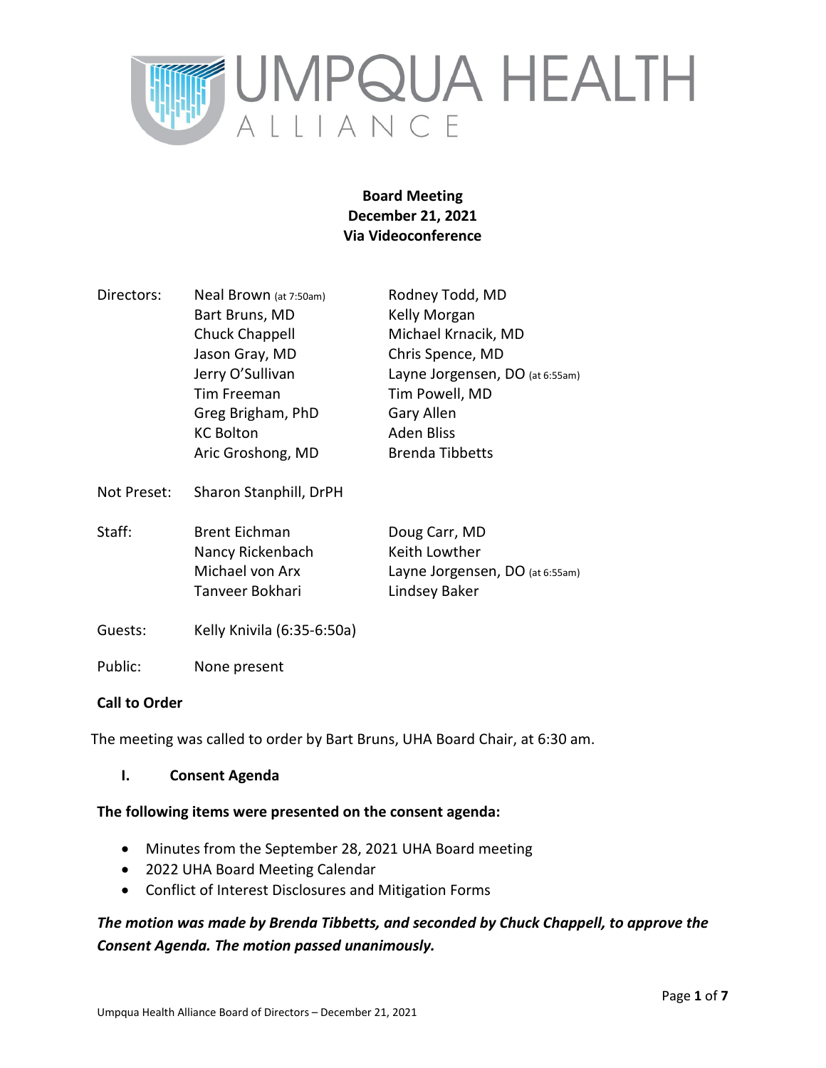UMPQUA HEALTH ALLIANCE

**Board Meeting**
**December 21, 2021**
**Via Videoconference**

| | | |
|---|---|---|
| Directors: | Neal Brown (at 7:50am) | Rodney Todd, MD |
| | Bart Bruns, MD | Kelly Morgan |
| | Chuck Chappell | Michael Krnacik, MD |
| | Jason Gray, MD | Chris Spence, MD |
| | Jerry O'Sullivan | Layne Jorgensen, DO (at 6:55am) |
| | Tim Freeman | Tim Powell, MD |
| | Greg Brigham, PhD | Gary Allen |
| | KC Bolton | Aden Bliss |
| | Aric Groshong, MD | Brenda Tibbetts |
| Not Preset: | Sharon Stanphill, DrPH | |
| Staff: | Brent Eichman | Doug Carr, MD |
| | Nancy Rickenbach | Keith Lowther |
| | Michael von Arx | Layne Jorgensen, DO (at 6:55am) |
| | Tanveer Bokhari | Lindsey Baker |
| Guests: | Kelly Knivila (6:35-6:50a) | |
| Public: | None present | |

**Call to Order**

The meeting was called to order by Bart Bruns, UHA Board Chair, at 6:30 am.

## I. Consent Agenda

**The following items were presented on the consent agenda:**

- Minutes from the September 28, 2021 UHA Board meeting
- 2022 UHA Board Meeting Calendar
- Conflict of Interest Disclosures and Mitigation Forms

***The motion was made by Brenda Tibbetts, and seconded by Chuck Chappell, to approve the Consent Agenda. The motion passed unanimously.***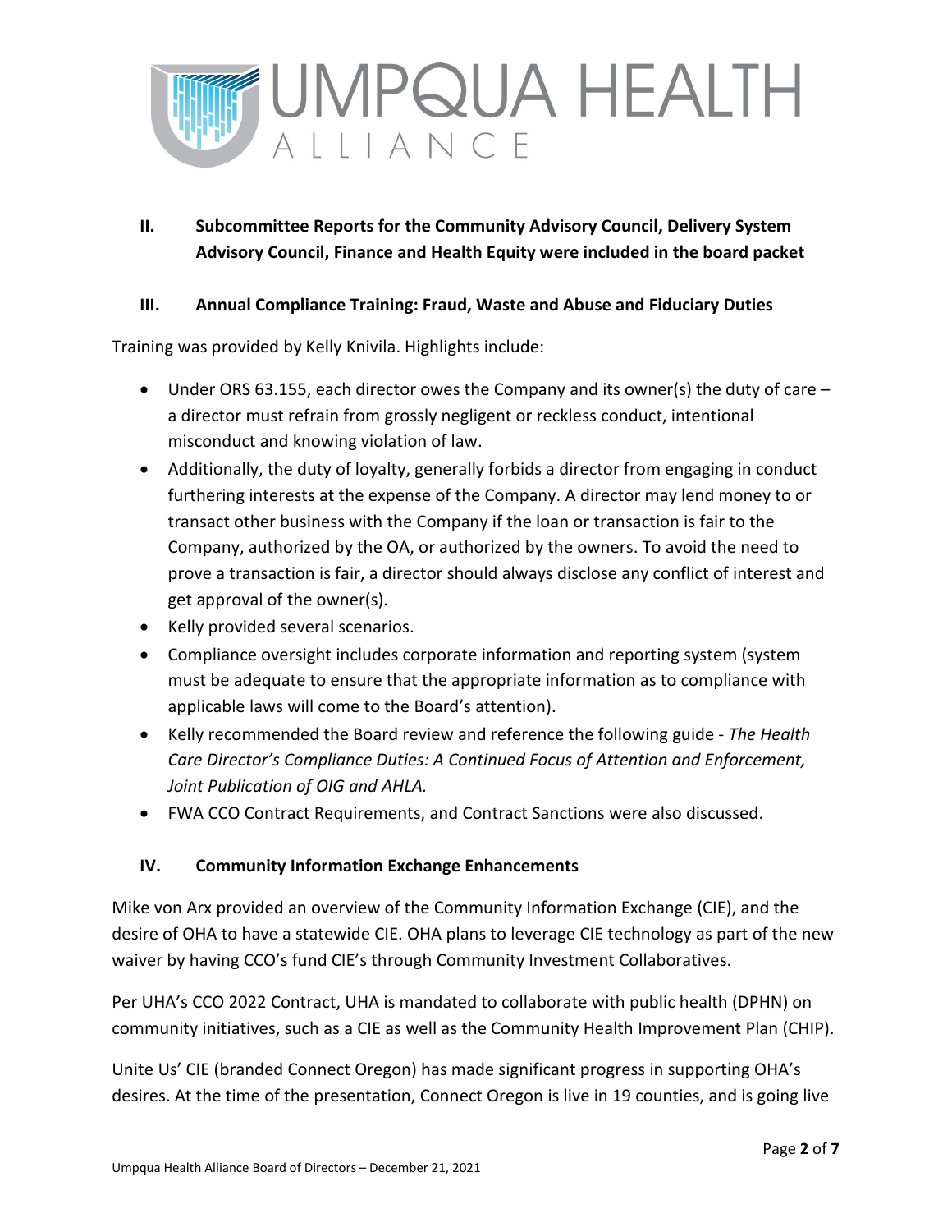## II. Subcommittee Reports for the Community Advisory Council, Delivery System Advisory Council, Finance and Health Equity were included in the board packet

## III. Annual Compliance Training: Fraud, Waste and Abuse and Fiduciary Duties

Training was provided by Kelly Knivila. Highlights include:

- Under ORS 63.155, each director owes the Company and its owner(s) the duty of care – a director must refrain from grossly negligent or reckless conduct, intentional misconduct and knowing violation of law.
- Additionally, the duty of loyalty, generally forbids a director from engaging in conduct furthering interests at the expense of the Company. A director may lend money to or transact other business with the Company if the loan or transaction is fair to the Company, authorized by the OA, or authorized by the owners. To avoid the need to prove a transaction is fair, a director should always disclose any conflict of interest and get approval of the owner(s).
- Kelly provided several scenarios.
- Compliance oversight includes corporate information and reporting system (system must be adequate to ensure that the appropriate information as to compliance with applicable laws will come to the Board's attention).
- Kelly recommended the Board review and reference the following guide - *The Health Care Director's Compliance Duties: A Continued Focus of Attention and Enforcement, Joint Publication of OIG and AHLA.*
- FWA CCO Contract Requirements, and Contract Sanctions were also discussed.

## IV. Community Information Exchange Enhancements

Mike von Arx provided an overview of the Community Information Exchange (CIE), and the desire of OHA to have a statewide CIE. OHA plans to leverage CIE technology as part of the new waiver by having CCO's fund CIE's through Community Investment Collaboratives.

Per UHA's CCO 2022 Contract, UHA is mandated to collaborate with public health (DPHN) on community initiatives, such as a CIE as well as the Community Health Improvement Plan (CHIP).

Unite Us' CIE (branded Connect Oregon) has made significant progress in supporting OHA's desires. At the time of the presentation, Connect Oregon is live in 19 counties, and is going live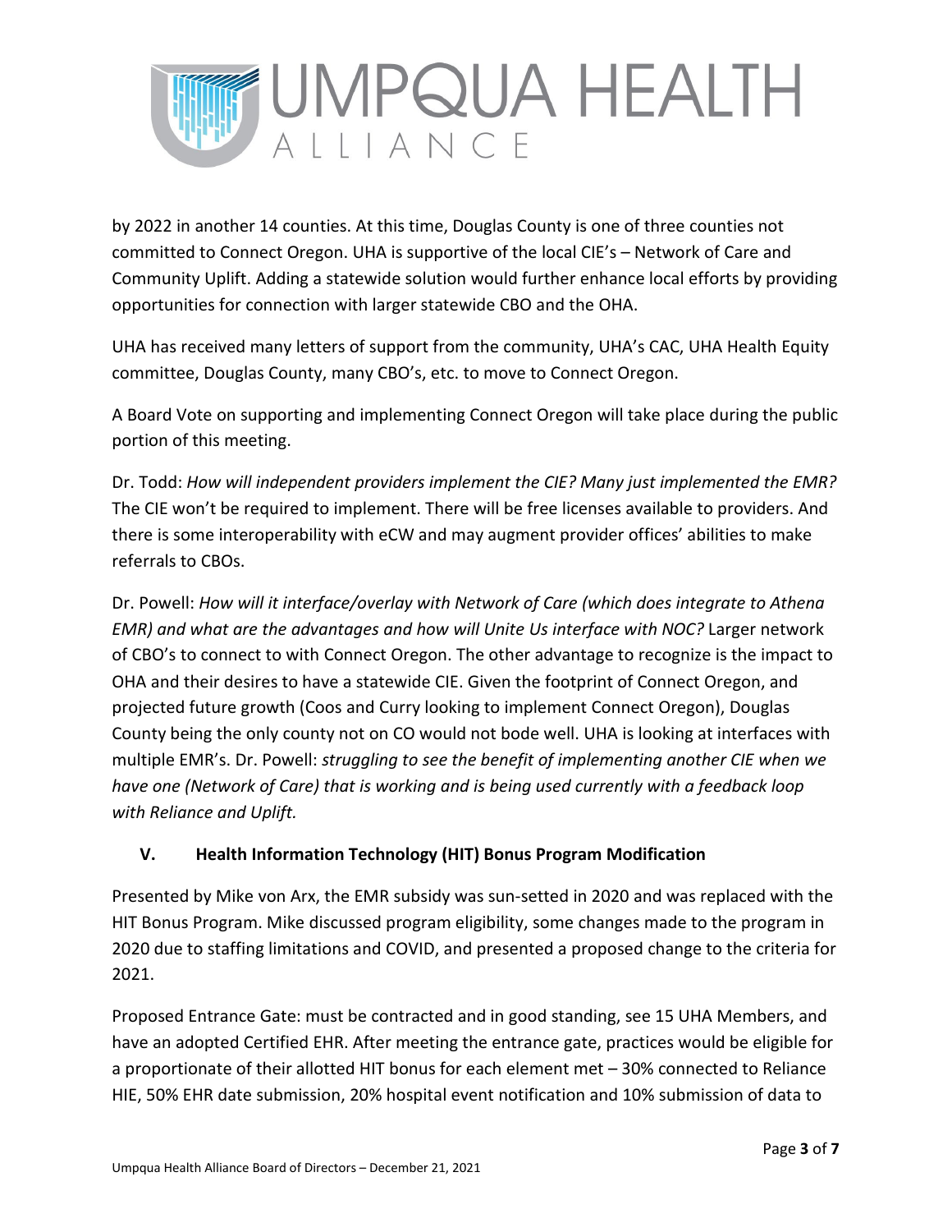by 2022 in another 14 counties. At this time, Douglas County is one of three counties not committed to Connect Oregon. UHA is supportive of the local CIE's – Network of Care and Community Uplift. Adding a statewide solution would further enhance local efforts by providing opportunities for connection with larger statewide CBO and the OHA.

UHA has received many letters of support from the community, UHA's CAC, UHA Health Equity committee, Douglas County, many CBO's, etc. to move to Connect Oregon.

A Board Vote on supporting and implementing Connect Oregon will take place during the public portion of this meeting.

Dr. Todd: *How will independent providers implement the CIE? Many just implemented the EMR?* The CIE won't be required to implement. There will be free licenses available to providers. And there is some interoperability with eCW and may augment provider offices' abilities to make referrals to CBOs.

Dr. Powell: *How will it interface/overlay with Network of Care (which does integrate to Athena EMR) and what are the advantages and how will Unite Us interface with NOC?* Larger network of CBO's to connect to with Connect Oregon. The other advantage to recognize is the impact to OHA and their desires to have a statewide CIE. Given the footprint of Connect Oregon, and projected future growth (Coos and Curry looking to implement Connect Oregon), Douglas County being the only county not on CO would not bode well. UHA is looking at interfaces with multiple EMR's. Dr. Powell: *struggling to see the benefit of implementing another CIE when we have one (Network of Care) that is working and is being used currently with a feedback loop with Reliance and Uplift.*

## V. Health Information Technology (HIT) Bonus Program Modification

Presented by Mike von Arx, the EMR subsidy was sun-setted in 2020 and was replaced with the HIT Bonus Program. Mike discussed program eligibility, some changes made to the program in 2020 due to staffing limitations and COVID, and presented a proposed change to the criteria for 2021.

Proposed Entrance Gate: must be contracted and in good standing, see 15 UHA Members, and have an adopted Certified EHR. After meeting the entrance gate, practices would be eligible for a proportionate of their allotted HIT bonus for each element met – 30% connected to Reliance HIE, 50% EHR date submission, 20% hospital event notification and 10% submission of data to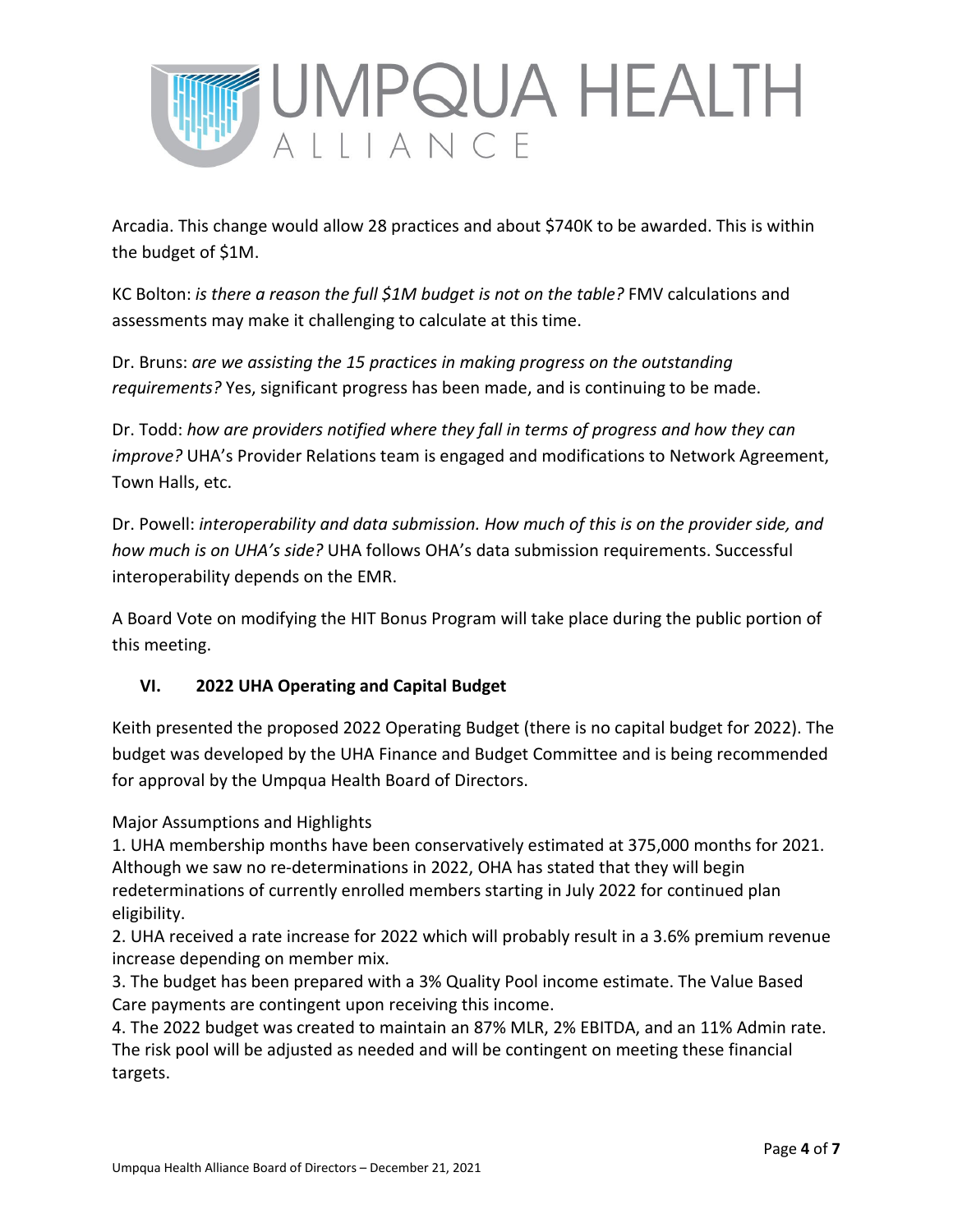Arcadia. This change would allow 28 practices and about $740K to be awarded. This is within the budget of $1M.

KC Bolton: *is there a reason the full $1M budget is not on the table?* FMV calculations and assessments may make it challenging to calculate at this time.

Dr. Bruns: *are we assisting the 15 practices in making progress on the outstanding requirements?* Yes, significant progress has been made, and is continuing to be made.

Dr. Todd: *how are providers notified where they fall in terms of progress and how they can improve?* UHA's Provider Relations team is engaged and modifications to Network Agreement, Town Halls, etc.

Dr. Powell: *interoperability and data submission. How much of this is on the provider side, and how much is on UHA's side?* UHA follows OHA's data submission requirements. Successful interoperability depends on the EMR.

A Board Vote on modifying the HIT Bonus Program will take place during the public portion of this meeting.

## VI. 2022 UHA Operating and Capital Budget

Keith presented the proposed 2022 Operating Budget (there is no capital budget for 2022). The budget was developed by the UHA Finance and Budget Committee and is being recommended for approval by the Umpqua Health Board of Directors.

Major Assumptions and Highlights

1. UHA membership months have been conservatively estimated at 375,000 months for 2021. Although we saw no re-determinations in 2022, OHA has stated that they will begin redeterminations of currently enrolled members starting in July 2022 for continued plan eligibility.
2. UHA received a rate increase for 2022 which will probably result in a 3.6% premium revenue increase depending on member mix.
3. The budget has been prepared with a 3% Quality Pool income estimate. The Value Based Care payments are contingent upon receiving this income.
4. The 2022 budget was created to maintain an 87% MLR, 2% EBITDA, and an 11% Admin rate. The risk pool will be adjusted as needed and will be contingent on meeting these financial targets.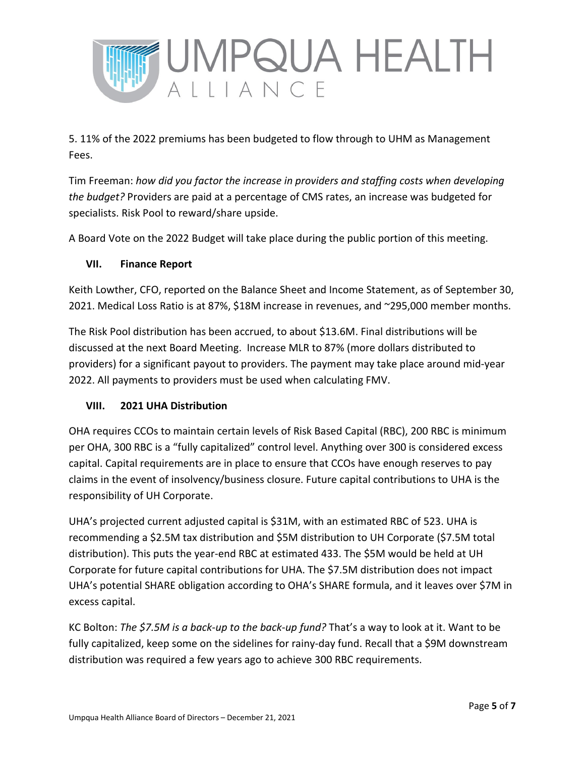5. 11% of the 2022 premiums has been budgeted to flow through to UHM as Management Fees.

Tim Freeman: *how did you factor the increase in providers and staffing costs when developing the budget?* Providers are paid at a percentage of CMS rates, an increase was budgeted for specialists. Risk Pool to reward/share upside.

A Board Vote on the 2022 Budget will take place during the public portion of this meeting.

## VII. Finance Report

Keith Lowther, CFO, reported on the Balance Sheet and Income Statement, as of September 30, 2021. Medical Loss Ratio is at 87%, $18M increase in revenues, and ~295,000 member months.

The Risk Pool distribution has been accrued, to about $13.6M. Final distributions will be discussed at the next Board Meeting. Increase MLR to 87% (more dollars distributed to providers) for a significant payout to providers. The payment may take place around mid-year 2022. All payments to providers must be used when calculating FMV.

## VIII. 2021 UHA Distribution

OHA requires CCOs to maintain certain levels of Risk Based Capital (RBC), 200 RBC is minimum per OHA, 300 RBC is a "fully capitalized" control level. Anything over 300 is considered excess capital. Capital requirements are in place to ensure that CCOs have enough reserves to pay claims in the event of insolvency/business closure. Future capital contributions to UHA is the responsibility of UH Corporate.

UHA's projected current adjusted capital is $31M, with an estimated RBC of 523. UHA is recommending a $2.5M tax distribution and $5M distribution to UH Corporate ($7.5M total distribution). This puts the year-end RBC at estimated 433. The $5M would be held at UH Corporate for future capital contributions for UHA. The $7.5M distribution does not impact UHA's potential SHARE obligation according to OHA's SHARE formula, and it leaves over $7M in excess capital.

KC Bolton: *The $7.5M is a back-up to the back-up fund?* That's a way to look at it. Want to be fully capitalized, keep some on the sidelines for rainy-day fund. Recall that a $9M downstream distribution was required a few years ago to achieve 300 RBC requirements.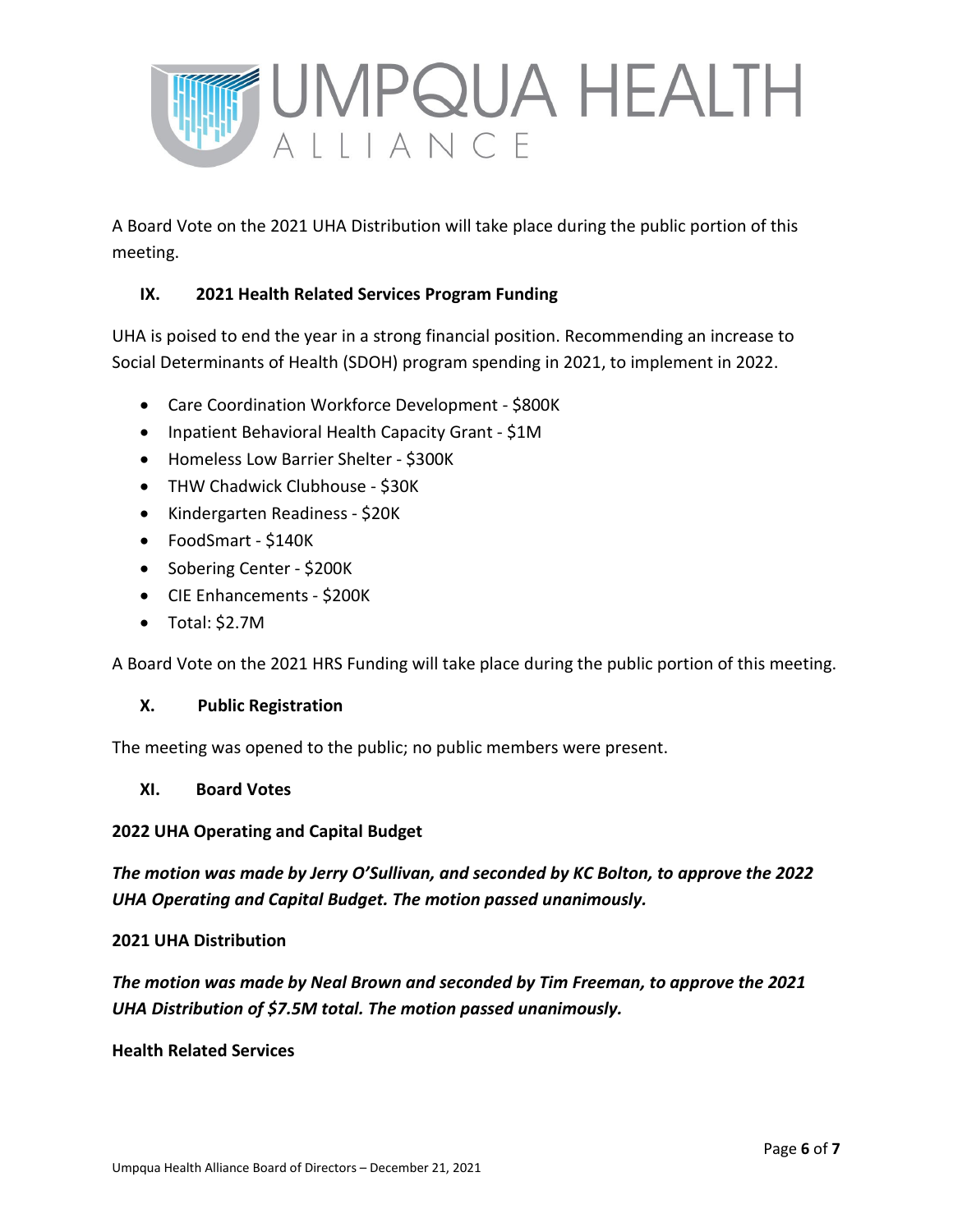A Board Vote on the 2021 UHA Distribution will take place during the public portion of this meeting.

### IX. 2021 Health Related Services Program Funding

UHA is poised to end the year in a strong financial position. Recommending an increase to Social Determinants of Health (SDOH) program spending in 2021, to implement in 2022.

- Care Coordination Workforce Development - $800K
- Inpatient Behavioral Health Capacity Grant - $1M
- Homeless Low Barrier Shelter - $300K
- THW Chadwick Clubhouse - $30K
- Kindergarten Readiness - $20K
- FoodSmart - $140K
- Sobering Center - $200K
- CIE Enhancements - $200K
- Total: $2.7M

A Board Vote on the 2021 HRS Funding will take place during the public portion of this meeting.

### X. Public Registration

The meeting was opened to the public; no public members were present.

### XI. Board Votes

**2022 UHA Operating and Capital Budget**

***The motion was made by Jerry O'Sullivan, and seconded by KC Bolton, to approve the 2022 UHA Operating and Capital Budget. The motion passed unanimously.***

**2021 UHA Distribution**

***The motion was made by Neal Brown and seconded by Tim Freeman, to approve the 2021 UHA Distribution of $7.5M total. The motion passed unanimously.***

**Health Related Services**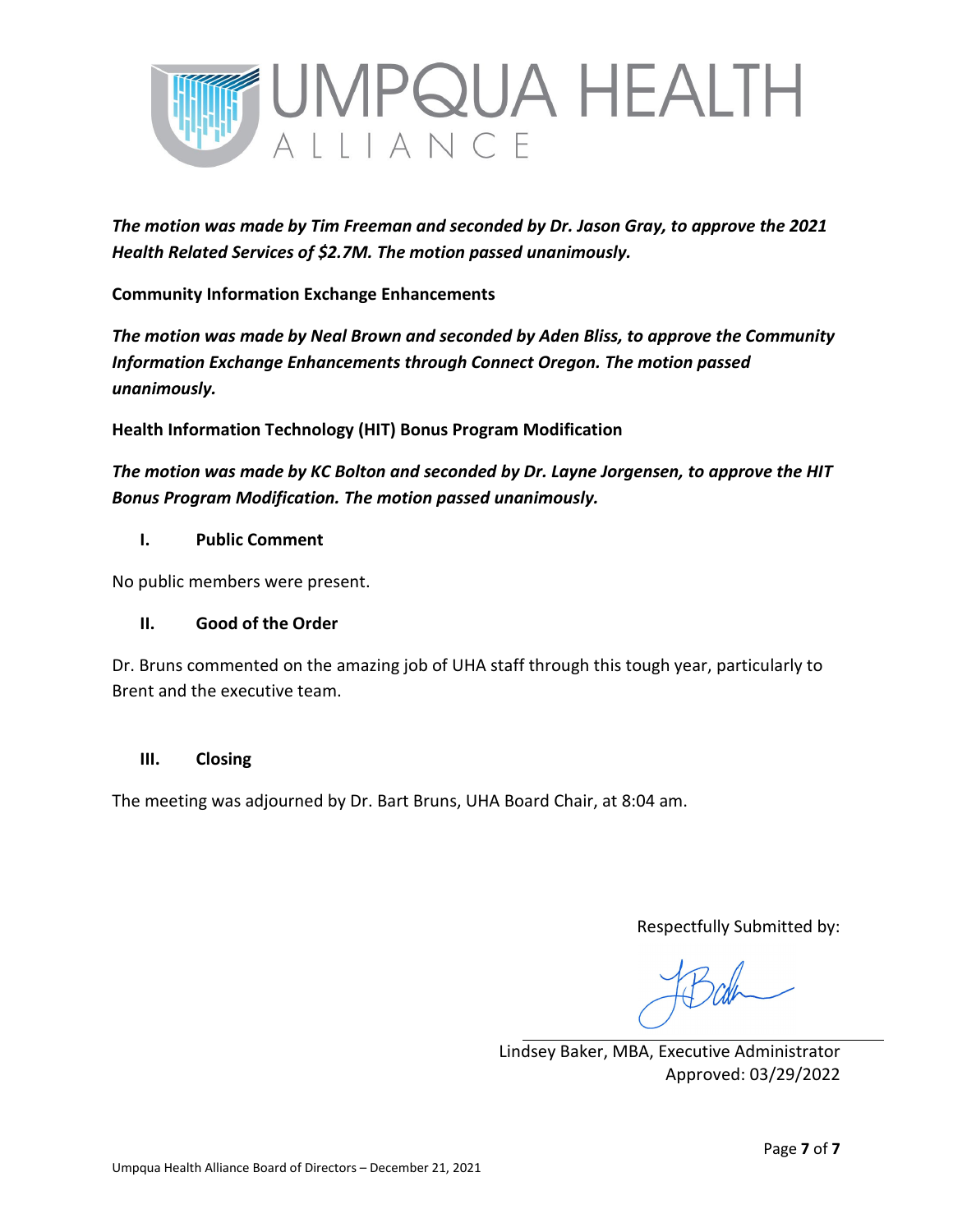***The motion was made by Tim Freeman and seconded by Dr. Jason Gray, to approve the 2021 Health Related Services of $2.7M. The motion passed unanimously.***

**Community Information Exchange Enhancements**

***The motion was made by Neal Brown and seconded by Aden Bliss, to approve the Community Information Exchange Enhancements through Connect Oregon. The motion passed unanimously.***

**Health Information Technology (HIT) Bonus Program Modification**

***The motion was made by KC Bolton and seconded by Dr. Layne Jorgensen, to approve the HIT Bonus Program Modification. The motion passed unanimously.***

## I. Public Comment

No public members were present.

## II. Good of the Order

Dr. Bruns commented on the amazing job of UHA staff through this tough year, particularly to Brent and the executive team.

## III. Closing

The meeting was adjourned by Dr. Bart Bruns, UHA Board Chair, at 8:04 am.

Respectfully Submitted by:

Lindsey Baker, MBA, Executive Administrator
Approved: 03/29/2022